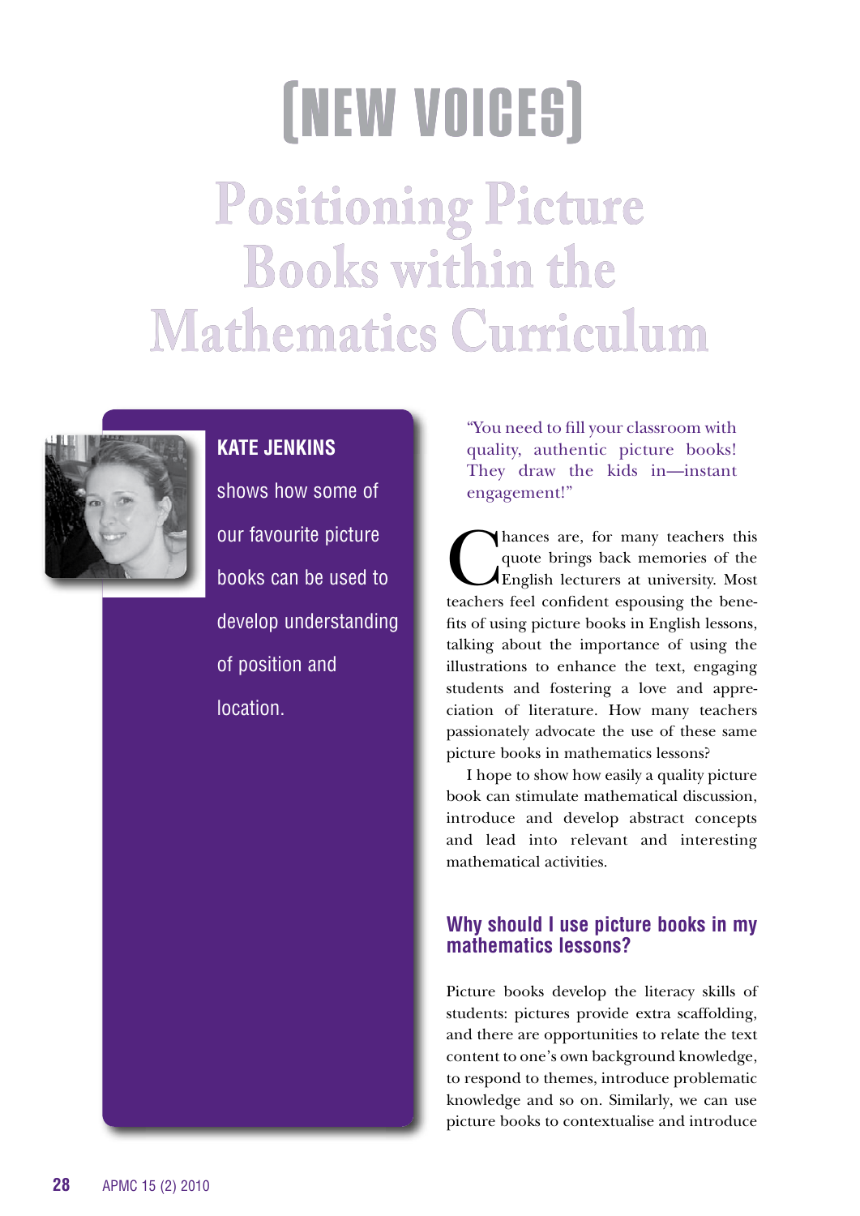[NEW VOICES]

# Positioning Picture Books within the Mathematics Curriculum

**KATE JENKINS** shows how some of our favourite picture books can be used to develop understanding of position and location.

"You need to fill your classroom with quality, authentic picture books! They draw the kids in—instant engagement!"

Chances are, for many teachers this quote brings back memories of the English lecturers at university. Most teachers feel confident espousing the benefits of using picture books in English lessons, talking about the importance of using the illustrations to enhance the text, engaging students and fostering a love and appreciation of literature. How many teachers passionately advocate the use of these same picture books in mathematics lessons?

I hope to show how easily a quality picture book can stimulate mathematical discussion, introduce and develop abstract concepts and lead into relevant and interesting mathematical activities.

## Why should I use picture books in my mathematics lessons?

Picture books develop the literacy skills of students: pictures provide extra scaffolding, and there are opportunities to relate the text content to one's own background knowledge, to respond to themes, introduce problematic knowledge and so on. Similarly, we can use picture books to contextualise and introduce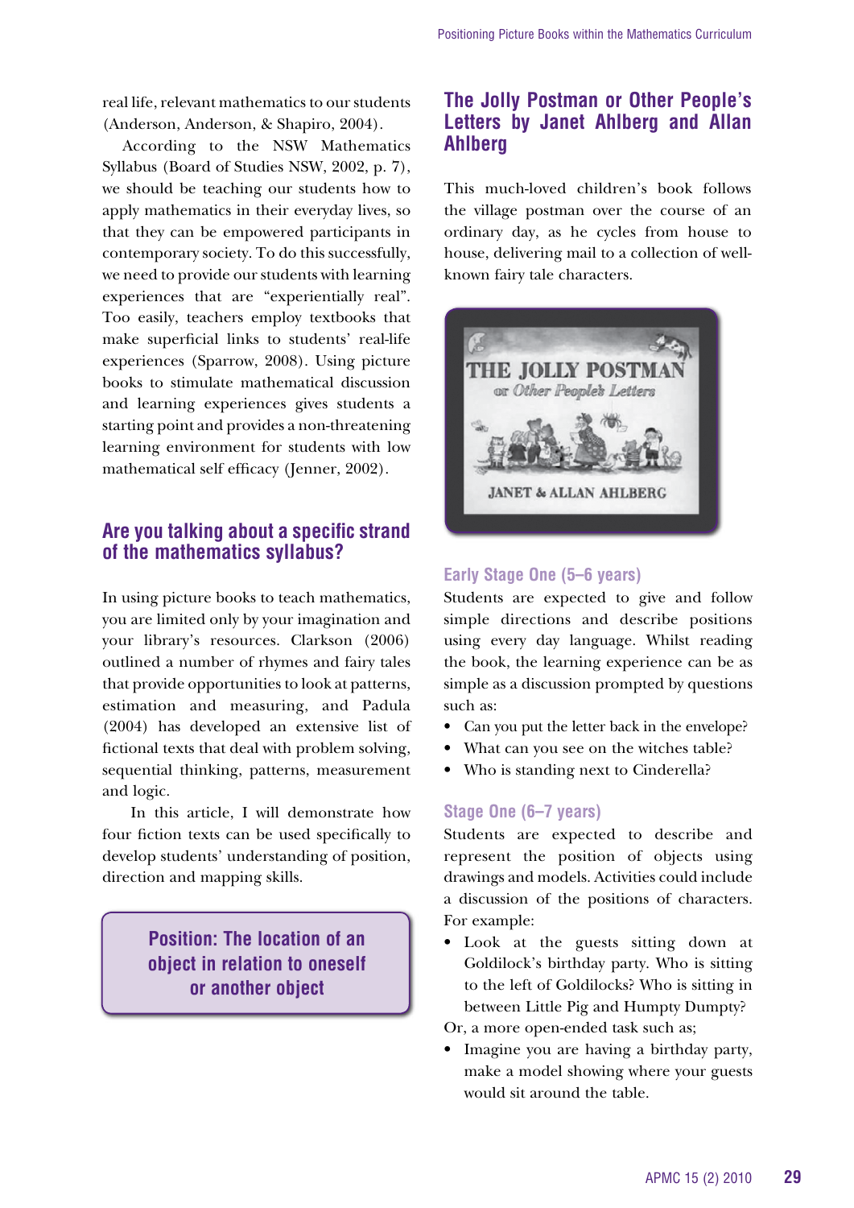real life, relevant mathematics to our students (Anderson, Anderson, & Shapiro, 2004).

According to the NSW Mathematics Syllabus (Board of Studies NSW, 2002, p. 7), we should be teaching our students how to apply mathematics in their everyday lives, so that they can be empowered participants in contemporary society. To do this successfully, we need to provide our students with learning experiences that are "experientially real". Too easily, teachers employ textbooks that make superficial links to students' real-life experiences (Sparrow, 2008). Using picture books to stimulate mathematical discussion and learning experiences gives students a starting point and provides a non-threatening learning environment for students with low mathematical self efficacy (Jenner, 2002).

## Are you talking about a specific strand of the mathematics syllabus?

In using picture books to teach mathematics, you are limited only by your imagination and your library's resources. Clarkson (2006) outlined a number of rhymes and fairy tales that provide opportunities to look at patterns, estimation and measuring, and Padula (2004) has developed an extensive list of fictional texts that deal with problem solving, sequential thinking, patterns, measurement and logic.

In this article, I will demonstrate how four fiction texts can be used specifically to develop students' understanding of position, direction and mapping skills.

**Position: The location of an object in relation to oneself or another object**

## The Jolly Postman or Other People's Letters by Janet Ahlberg and Allan Ahlberg

This much-loved children's book follows the village postman over the course of an ordinary day, as he cycles from house to house, delivering mail to a collection of well-known fairy tale characters.

### Early Stage One (5–6 years)

Students are expected to give and follow simple directions and describe positions using every day language. Whilst reading the book, the learning experience can be as simple as a discussion prompted by questions such as:

- Can you put the letter back in the envelope?
- What can you see on the witches table?
- Who is standing next to Cinderella?

### Stage One (6–7 years)

Students are expected to describe and represent the position of objects using drawings and models. Activities could include a discussion of the positions of characters. For example:

- Look at the guests sitting down at Goldilock's birthday party. Who is sitting to the left of Goldilocks? Who is sitting in between Little Pig and Humpty Dumpty?

Or, a more open-ended task such as;

- Imagine you are having a birthday party, make a model showing where your guests would sit around the table.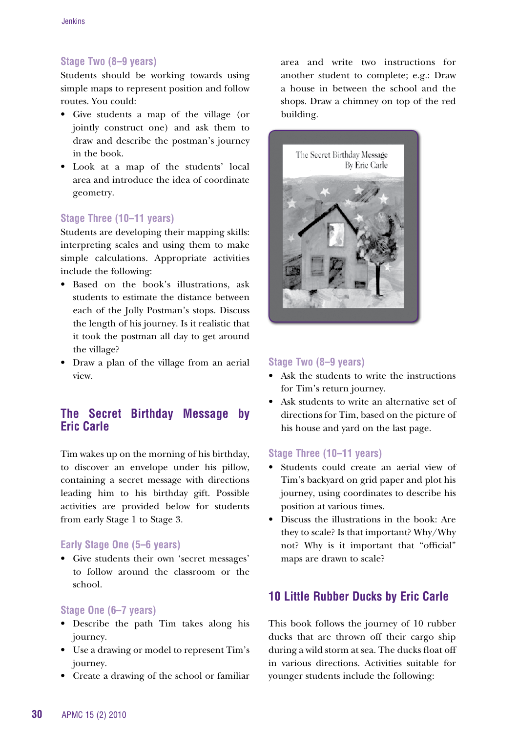### Stage Two (8–9 years)

Students should be working towards using simple maps to represent position and follow routes. You could:

- Give students a map of the village (or jointly construct one) and ask them to draw and describe the postman's journey in the book.
- Look at a map of the students' local area and introduce the idea of coordinate geometry.

### Stage Three (10–11 years)

Students are developing their mapping skills: interpreting scales and using them to make simple calculations. Appropriate activities include the following:

- Based on the book's illustrations, ask students to estimate the distance between each of the Jolly Postman's stops. Discuss the length of his journey. Is it realistic that it took the postman all day to get around the village?
- Draw a plan of the village from an aerial view.

## The Secret Birthday Message by Eric Carle

Tim wakes up on the morning of his birthday, to discover an envelope under his pillow, containing a secret message with directions leading him to his birthday gift. Possible activities are provided below for students from early Stage 1 to Stage 3.

### Early Stage One (5–6 years)

- Give students their own 'secret messages' to follow around the classroom or the school.

### Stage One (6–7 years)

- Describe the path Tim takes along his journey.
- Use a drawing or model to represent Tim's journey.
- Create a drawing of the school or familiar area and write two instructions for another student to complete; e.g.: Draw a house in between the school and the shops. Draw a chimney on top of the red building.

### Stage Two (8–9 years)

- Ask the students to write the instructions for Tim's return journey.
- Ask students to write an alternative set of directions for Tim, based on the picture of his house and yard on the last page.

### Stage Three (10–11 years)

- Students could create an aerial view of Tim's backyard on grid paper and plot his journey, using coordinates to describe his position at various times.
- Discuss the illustrations in the book: Are they to scale? Is that important? Why/Why not? Why is it important that "official" maps are drawn to scale?

## 10 Little Rubber Ducks by Eric Carle

This book follows the journey of 10 rubber ducks that are thrown off their cargo ship during a wild storm at sea. The ducks float off in various directions. Activities suitable for younger students include the following: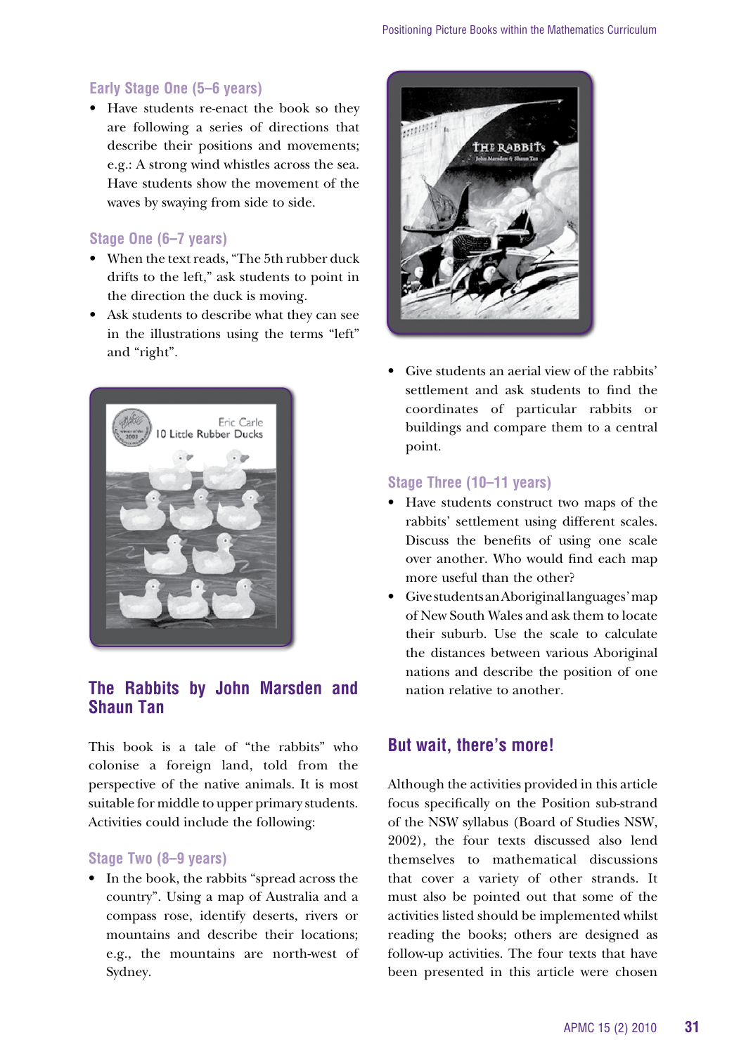### Early Stage One (5–6 years)

- Have students re-enact the book so they are following a series of directions that describe their positions and movements; e.g.: A strong wind whistles across the sea. Have students show the movement of the waves by swaying from side to side.

### Stage One (6–7 years)

- When the text reads, "The 5th rubber duck drifts to the left," ask students to point in the direction the duck is moving.
- Ask students to describe what they can see in the illustrations using the terms "left" and "right".

## The Rabbits by John Marsden and Shaun Tan

This book is a tale of "the rabbits" who colonise a foreign land, told from the perspective of the native animals. It is most suitable for middle to upper primary students. Activities could include the following:

### Stage Two (8–9 years)

- In the book, the rabbits "spread across the country". Using a map of Australia and a compass rose, identify deserts, rivers or mountains and describe their locations; e.g., the mountains are north-west of Sydney.
- Give students an aerial view of the rabbits' settlement and ask students to find the coordinates of particular rabbits or buildings and compare them to a central point.

### Stage Three (10–11 years)

- Have students construct two maps of the rabbits' settlement using different scales. Discuss the benefits of using one scale over another. Who would find each map more useful than the other?
- Give students an Aboriginal languages' map of New South Wales and ask them to locate their suburb. Use the scale to calculate the distances between various Aboriginal nations and describe the position of one nation relative to another.

## But wait, there's more!

Although the activities provided in this article focus specifically on the Position sub-strand of the NSW syllabus (Board of Studies NSW, 2002), the four texts discussed also lend themselves to mathematical discussions that cover a variety of other strands. It must also be pointed out that some of the activities listed should be implemented whilst reading the books; others are designed as follow-up activities. The four texts that have been presented in this article were chosen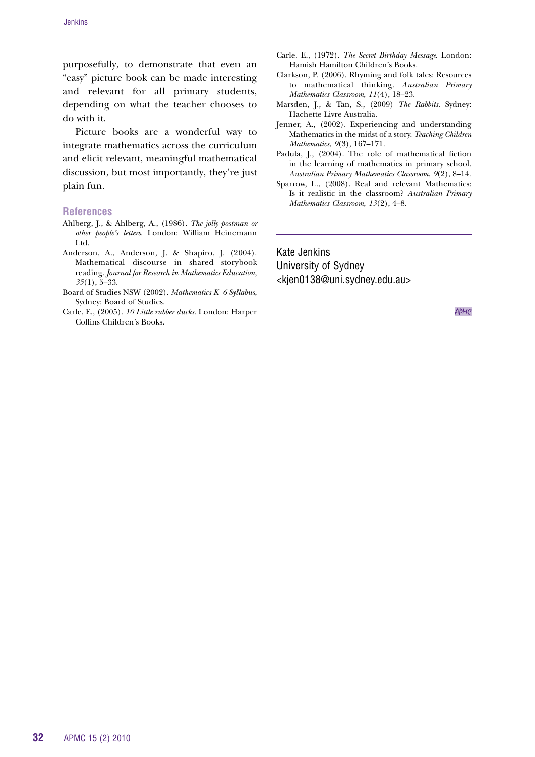purposefully, to demonstrate that even an "easy" picture book can be made interesting and relevant for all primary students, depending on what the teacher chooses to do with it.

Picture books are a wonderful way to integrate mathematics across the curriculum and elicit relevant, meaningful mathematical discussion, but most importantly, they're just plain fun.

## References

Ahlberg, J., & Ahlberg, A., (1986). *The jolly postman or other people's letters*. London: William Heinemann Ltd.

Anderson, A., Anderson, J. & Shapiro, J. (2004). Mathematical discourse in shared storybook reading. *Journal for Research in Mathematics Education*, *35*(1), 5–33.

Board of Studies NSW (2002). *Mathematics K–6 Syllabus*, Sydney: Board of Studies.

Carle, E., (2005). *10 Little rubber ducks*. London: Harper Collins Children's Books.

Carle. E., (1972). *The Secret Birthday Message*. London: Hamish Hamilton Children's Books.

Clarkson, P. (2006). Rhyming and folk tales: Resources to mathematical thinking. *Australian Primary Mathematics Classroom*, *11*(4), 18–23.

Marsden, J., & Tan, S., (2009) *The Rabbits*. Sydney: Hachette Livre Australia.

Jenner, A., (2002). Experiencing and understanding Mathematics in the midst of a story. *Teaching Children Mathematics*, *9*(3), 167–171.

Padula, J., (2004). The role of mathematical fiction in the learning of mathematics in primary school. *Australian Primary Mathematics Classroom*, *9*(2), 8–14.

Sparrow, L., (2008). Real and relevant Mathematics: Is it realistic in the classroom? *Australian Primary Mathematics Classroom, 13*(2), 4–8.

---

Kate Jenkins
University of Sydney
<kjen0138@uni.sydney.edu.au>

APMC